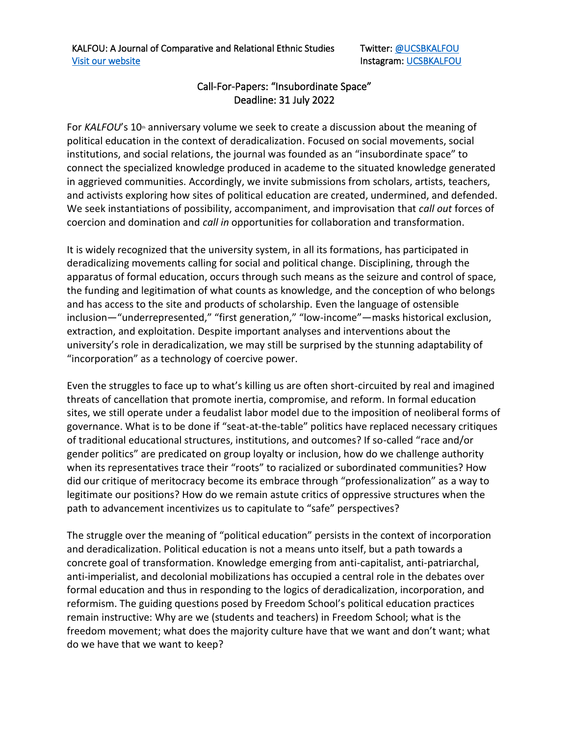KALFOU: A Journal of Comparative and Relational Ethnic Studies
[Visit our website](#)

Twitter: [@UCSBKALFOU](#)
Instagram: [UCSBKALFOU](#)

## Call-For-Papers: "Insubordinate Space"
## Deadline: 31 July 2022

For *KALFOU*'s 10th anniversary volume we seek to create a discussion about the meaning of political education in the context of deradicalization. Focused on social movements, social institutions, and social relations, the journal was founded as an "insubordinate space" to connect the specialized knowledge produced in academe to the situated knowledge generated in aggrieved communities. Accordingly, we invite submissions from scholars, artists, teachers, and activists exploring how sites of political education are created, undermined, and defended. We seek instantiations of possibility, accompaniment, and improvisation that *call out* forces of coercion and domination and *call in* opportunities for collaboration and transformation.

It is widely recognized that the university system, in all its formations, has participated in deradicalizing movements calling for social and political change. Disciplining, through the apparatus of formal education, occurs through such means as the seizure and control of space, the funding and legitimation of what counts as knowledge, and the conception of who belongs and has access to the site and products of scholarship. Even the language of ostensible inclusion—"underrepresented," "first generation," "low-income"—masks historical exclusion, extraction, and exploitation. Despite important analyses and interventions about the university's role in deradicalization, we may still be surprised by the stunning adaptability of "incorporation" as a technology of coercive power.

Even the struggles to face up to what's killing us are often short-circuited by real and imagined threats of cancellation that promote inertia, compromise, and reform. In formal education sites, we still operate under a feudalist labor model due to the imposition of neoliberal forms of governance. What is to be done if "seat-at-the-table" politics have replaced necessary critiques of traditional educational structures, institutions, and outcomes? If so-called "race and/or gender politics" are predicated on group loyalty or inclusion, how do we challenge authority when its representatives trace their "roots" to racialized or subordinated communities? How did our critique of meritocracy become its embrace through "professionalization" as a way to legitimate our positions? How do we remain astute critics of oppressive structures when the path to advancement incentivizes us to capitulate to "safe" perspectives?

The struggle over the meaning of "political education" persists in the context of incorporation and deradicalization. Political education is not a means unto itself, but a path towards a concrete goal of transformation. Knowledge emerging from anti-capitalist, anti-patriarchal, anti-imperialist, and decolonial mobilizations has occupied a central role in the debates over formal education and thus in responding to the logics of deradicalization, incorporation, and reformism. The guiding questions posed by Freedom School's political education practices remain instructive: Why are we (students and teachers) in Freedom School; what is the freedom movement; what does the majority culture have that we want and don't want; what do we have that we want to keep?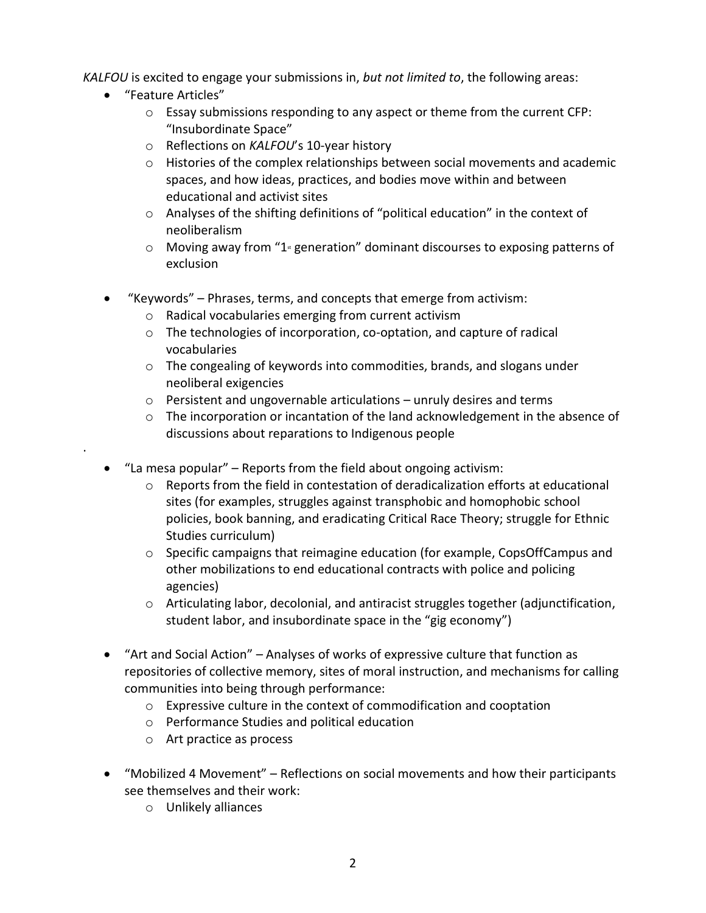*KALFOU* is excited to engage your submissions in, *but not limited to*, the following areas:

- "Feature Articles"
  - Essay submissions responding to any aspect or theme from the current CFP: "Insubordinate Space"
  - Reflections on *KALFOU*'s 10-year history
  - Histories of the complex relationships between social movements and academic spaces, and how ideas, practices, and bodies move within and between educational and activist sites
  - Analyses of the shifting definitions of "political education" in the context of neoliberalism
  - Moving away from "1st generation" dominant discourses to exposing patterns of exclusion

- "Keywords" – Phrases, terms, and concepts that emerge from activism:
  - Radical vocabularies emerging from current activism
  - The technologies of incorporation, co-optation, and capture of radical vocabularies
  - The congealing of keywords into commodities, brands, and slogans under neoliberal exigencies
  - Persistent and ungovernable articulations – unruly desires and terms
  - The incorporation or incantation of the land acknowledgement in the absence of discussions about reparations to Indigenous people

- "La mesa popular" – Reports from the field about ongoing activism:
  - Reports from the field in contestation of deradicalization efforts at educational sites (for examples, struggles against transphobic and homophobic school policies, book banning, and eradicating Critical Race Theory; struggle for Ethnic Studies curriculum)
  - Specific campaigns that reimagine education (for example, CopsOffCampus and other mobilizations to end educational contracts with police and policing agencies)
  - Articulating labor, decolonial, and antiracist struggles together (adjunctification, student labor, and insubordinate space in the "gig economy")

- "Art and Social Action" – Analyses of works of expressive culture that function as repositories of collective memory, sites of moral instruction, and mechanisms for calling communities into being through performance:
  - Expressive culture in the context of commodification and cooptation
  - Performance Studies and political education
  - Art practice as process

- "Mobilized 4 Movement" – Reflections on social movements and how their participants see themselves and their work:
  - Unlikely alliances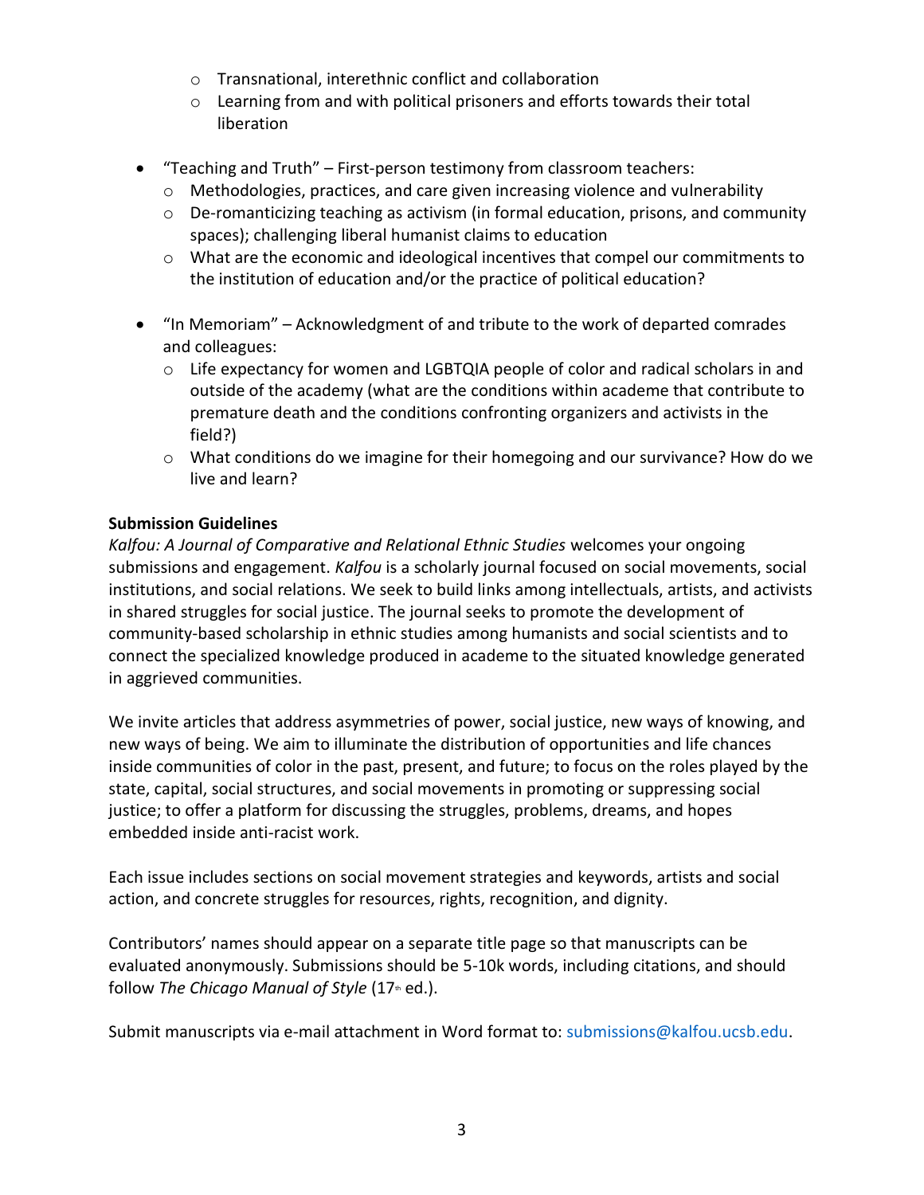- Transnational, interethnic conflict and collaboration
    - Learning from and with political prisoners and efforts towards their total liberation

- "Teaching and Truth" – First-person testimony from classroom teachers:
    - Methodologies, practices, and care given increasing violence and vulnerability
    - De-romanticizing teaching as activism (in formal education, prisons, and community spaces); challenging liberal humanist claims to education
    - What are the economic and ideological incentives that compel our commitments to the institution of education and/or the practice of political education?

- "In Memoriam" – Acknowledgment of and tribute to the work of departed comrades and colleagues:
    - Life expectancy for women and LGBTQIA people of color and radical scholars in and outside of the academy (what are the conditions within academe that contribute to premature death and the conditions confronting organizers and activists in the field?)
    - What conditions do we imagine for their homegoing and our survivance? How do we live and learn?

**Submission Guidelines**

*Kalfou: A Journal of Comparative and Relational Ethnic Studies* welcomes your ongoing submissions and engagement. *Kalfou* is a scholarly journal focused on social movements, social institutions, and social relations. We seek to build links among intellectuals, artists, and activists in shared struggles for social justice. The journal seeks to promote the development of community-based scholarship in ethnic studies among humanists and social scientists and to connect the specialized knowledge produced in academe to the situated knowledge generated in aggrieved communities.

We invite articles that address asymmetries of power, social justice, new ways of knowing, and new ways of being. We aim to illuminate the distribution of opportunities and life chances inside communities of color in the past, present, and future; to focus on the roles played by the state, capital, social structures, and social movements in promoting or suppressing social justice; to offer a platform for discussing the struggles, problems, dreams, and hopes embedded inside anti-racist work.

Each issue includes sections on social movement strategies and keywords, artists and social action, and concrete struggles for resources, rights, recognition, and dignity.

Contributors' names should appear on a separate title page so that manuscripts can be evaluated anonymously. Submissions should be 5-10k words, including citations, and should follow *The Chicago Manual of Style* (17th ed.).

Submit manuscripts via e-mail attachment in Word format to: submissions@kalfou.ucsb.edu.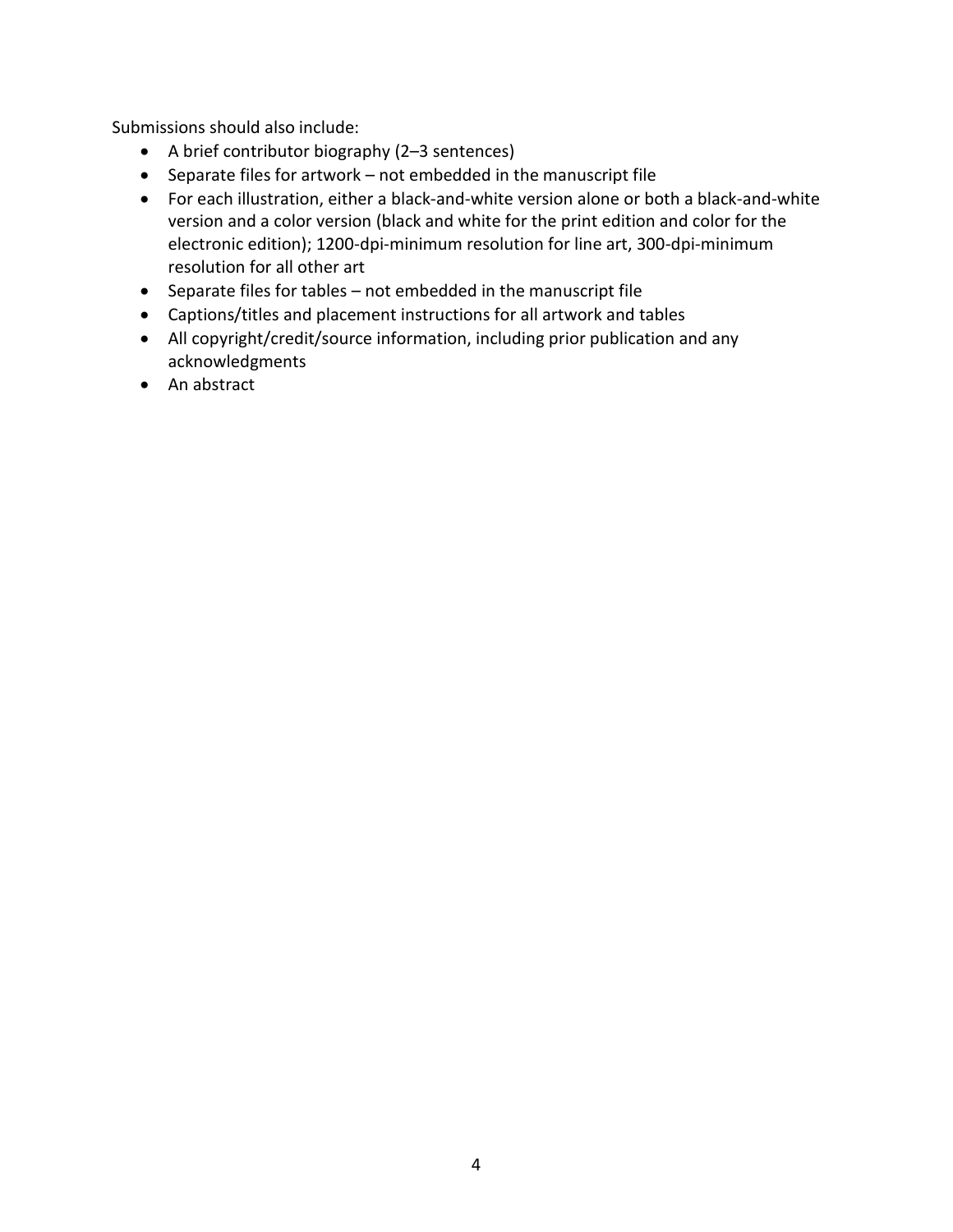Submissions should also include:

- A brief contributor biography (2–3 sentences)
- Separate files for artwork – not embedded in the manuscript file
- For each illustration, either a black-and-white version alone or both a black-and-white version and a color version (black and white for the print edition and color for the electronic edition); 1200-dpi-minimum resolution for line art, 300-dpi-minimum resolution for all other art
- Separate files for tables – not embedded in the manuscript file
- Captions/titles and placement instructions for all artwork and tables
- All copyright/credit/source information, including prior publication and any acknowledgments
- An abstract